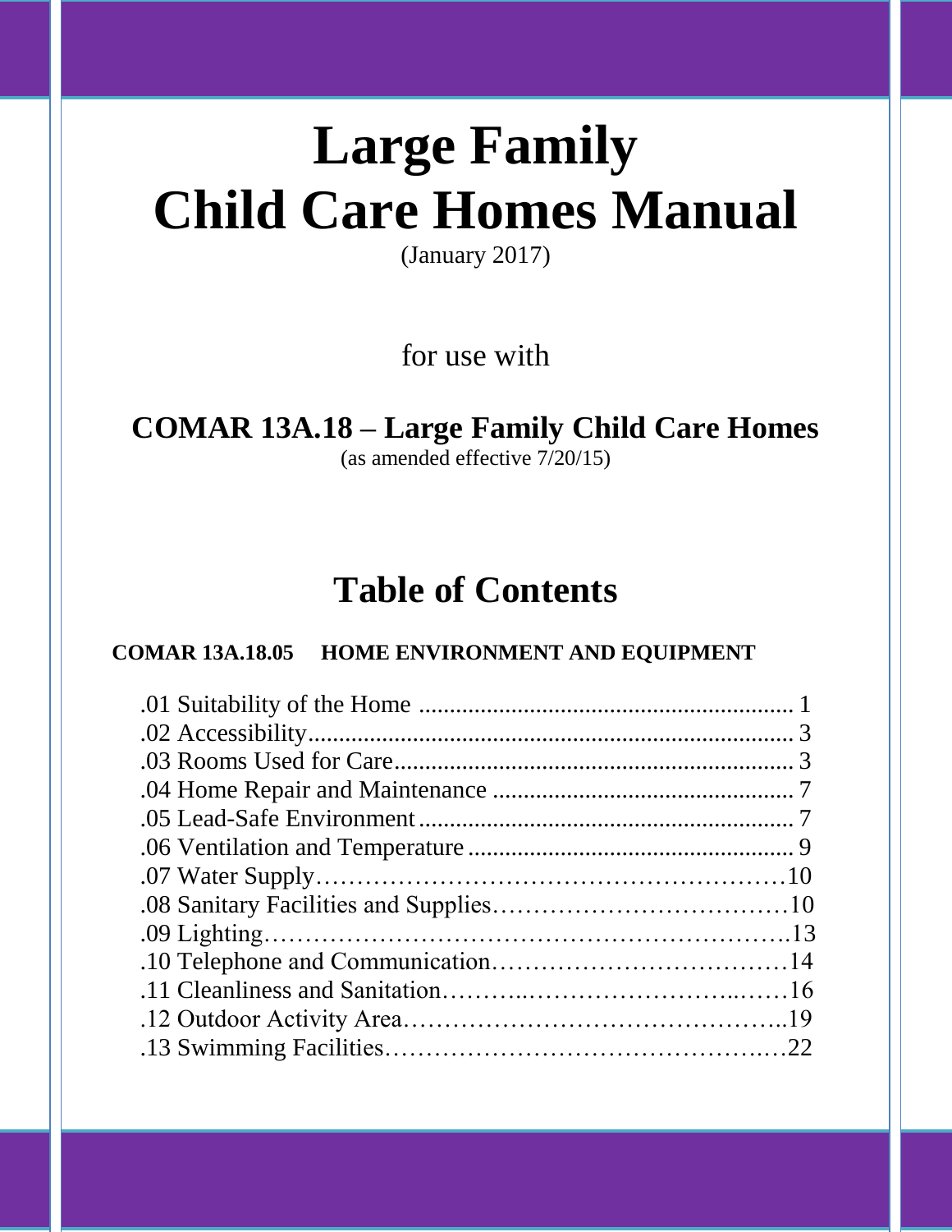# Large Family Child Care Homes Manual

(January 2017)

for use with

## COMAR 13A.18 – Large Family Child Care Homes

(as amended effective 7/20/15)

## Table of Contents

**COMAR 13A.18.05 HOME ENVIRONMENT AND EQUIPMENT**

.01 Suitability of the Home ............................................................ 1
.02 Accessibility............................................................................... 3
.03 Rooms Used for Care................................................................ 3
.04 Home Repair and Maintenance ................................................ 7
.05 Lead-Safe Environment............................................................ 7
.06 Ventilation and Temperature ..................................................... 9
.07 Water Supply…………………………………………………10
.08 Sanitary Facilities and Supplies………………………………10
.09 Lighting……………………………………………………….13
.10 Telephone and Communication………………………………14
.11 Cleanliness and Sanitation………..…………………….....……16
.12 Outdoor Activity Area………………………………………..19
.13 Swimming Facilities…………………………………….……22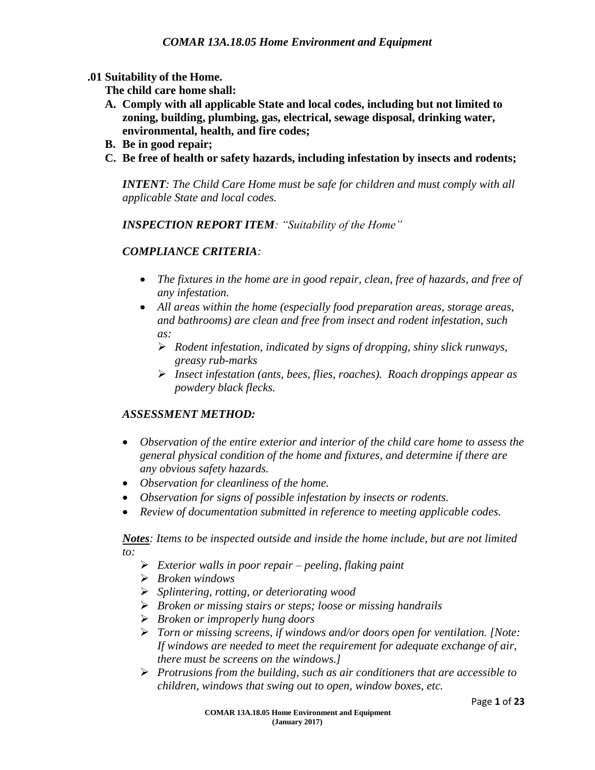# COMAR 13A.18.05 Home Environment and Equipment

**.01 Suitability of the Home.**

**The child care home shall:**

**A. Comply with all applicable State and local codes, including but not limited to zoning, building, plumbing, gas, electrical, sewage disposal, drinking water, environmental, health, and fire codes;**

**B. Be in good repair;**

**C. Be free of health or safety hazards, including infestation by insects and rodents;**

***INTENT****: The Child Care Home must be safe for children and must comply with all applicable State and local codes.*

***INSPECTION REPORT ITEM****: "Suitability of the Home"*

***COMPLIANCE CRITERIA****:*

- *The fixtures in the home are in good repair, clean, free of hazards, and free of any infestation.*
- *All areas within the home (especially food preparation areas, storage areas, and bathrooms) are clean and free from insect and rodent infestation, such as:*
  - *Rodent infestation, indicated by signs of dropping, shiny slick runways, greasy rub-marks*
  - *Insect infestation (ants, bees, flies, roaches). Roach droppings appear as powdery black flecks.*

***ASSESSMENT METHOD:***

- *Observation of the entire exterior and interior of the child care home to assess the general physical condition of the home and fixtures, and determine if there are any obvious safety hazards.*
- *Observation for cleanliness of the home.*
- *Observation for signs of possible infestation by insects or rodents.*
- *Review of documentation submitted in reference to meeting applicable codes.*

***Notes****: Items to be inspected outside and inside the home include, but are not limited to:*

- *Exterior walls in poor repair – peeling, flaking paint*
- *Broken windows*
- *Splintering, rotting, or deteriorating wood*
- *Broken or missing stairs or steps; loose or missing handrails*
- *Broken or improperly hung doors*
- *Torn or missing screens, if windows and/or doors open for ventilation. [Note: If windows are needed to meet the requirement for adequate exchange of air, there must be screens on the windows.]*
- *Protrusions from the building, such as air conditioners that are accessible to children, windows that swing out to open, window boxes, etc.*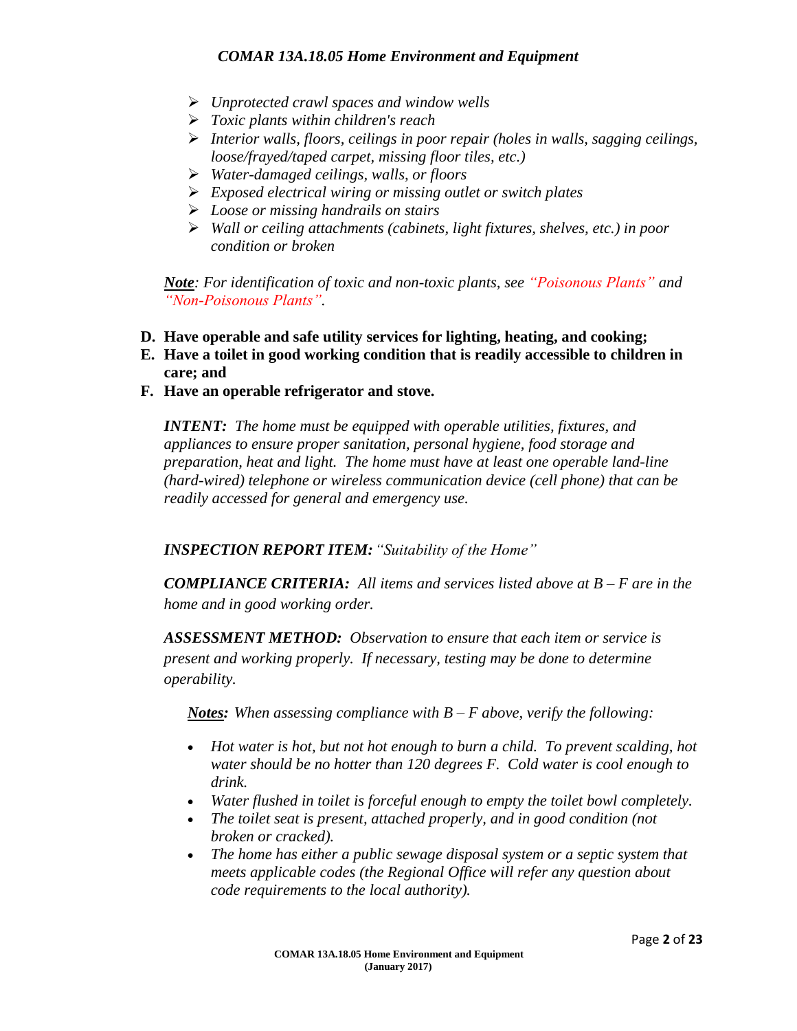- *Unprotected crawl spaces and window wells*
- *Toxic plants within children's reach*
- *Interior walls, floors, ceilings in poor repair (holes in walls, sagging ceilings, loose/frayed/taped carpet, missing floor tiles, etc.)*
- *Water-damaged ceilings, walls, or floors*
- *Exposed electrical wiring or missing outlet or switch plates*
- *Loose or missing handrails on stairs*
- *Wall or ceiling attachments (cabinets, light fixtures, shelves, etc.) in poor condition or broken*

***Note**: For identification of toxic and non-toxic plants, see "Poisonous Plants" and "Non-Poisonous Plants".*

**D. Have operable and safe utility services for lighting, heating, and cooking;**

**E. Have a toilet in good working condition that is readily accessible to children in care; and**

**F. Have an operable refrigerator and stove.**

***INTENT:** The home must be equipped with operable utilities, fixtures, and appliances to ensure proper sanitation, personal hygiene, food storage and preparation, heat and light. The home must have at least one operable land-line (hard-wired) telephone or wireless communication device (cell phone) that can be readily accessed for general and emergency use.*

***INSPECTION REPORT ITEM:** "Suitability of the Home"*

***COMPLIANCE CRITERIA:** All items and services listed above at B – F are in the home and in good working order.*

***ASSESSMENT METHOD:** Observation to ensure that each item or service is present and working properly. If necessary, testing may be done to determine operability.*

***Notes:** When assessing compliance with B – F above, verify the following:*

- *Hot water is hot, but not hot enough to burn a child. To prevent scalding, hot water should be no hotter than 120 degrees F. Cold water is cool enough to drink.*
- *Water flushed in toilet is forceful enough to empty the toilet bowl completely.*
- *The toilet seat is present, attached properly, and in good condition (not broken or cracked).*
- *The home has either a public sewage disposal system or a septic system that meets applicable codes (the Regional Office will refer any question about code requirements to the local authority).*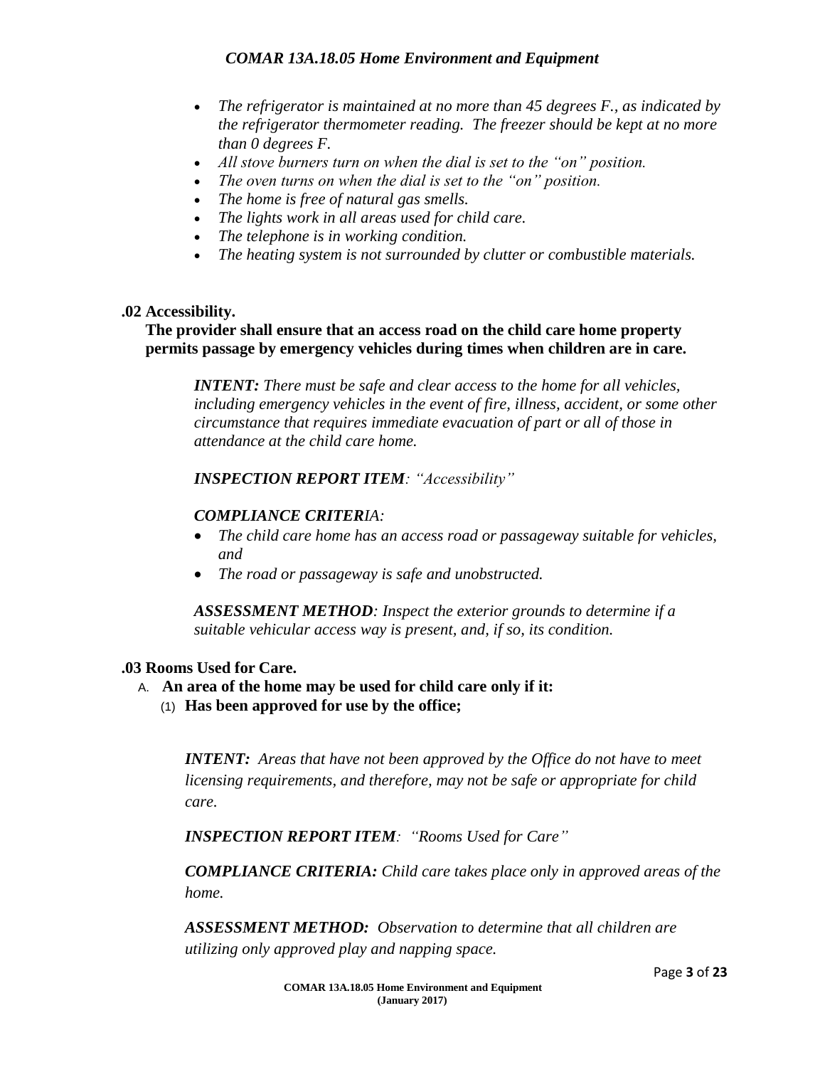- *The refrigerator is maintained at no more than 45 degrees F., as indicated by the refrigerator thermometer reading. The freezer should be kept at no more than 0 degrees F.*
- *All stove burners turn on when the dial is set to the "on" position.*
- *The oven turns on when the dial is set to the "on" position.*
- *The home is free of natural gas smells.*
- *The lights work in all areas used for child care.*
- *The telephone is in working condition.*
- *The heating system is not surrounded by clutter or combustible materials.*

**.02 Accessibility.**

**The provider shall ensure that an access road on the child care home property permits passage by emergency vehicles during times when children are in care.**

***INTENT:*** *There must be safe and clear access to the home for all vehicles, including emergency vehicles in the event of fire, illness, accident, or some other circumstance that requires immediate evacuation of part or all of those in attendance at the child care home.*

***INSPECTION REPORT ITEM****: "Accessibility"*

***COMPLIANCE CRITERIA:***

- *The child care home has an access road or passageway suitable for vehicles, and*
- *The road or passageway is safe and unobstructed.*

***ASSESSMENT METHOD****: Inspect the exterior grounds to determine if a suitable vehicular access way is present, and, if so, its condition.*

**.03 Rooms Used for Care.**

A. **An area of the home may be used for child care only if it:**

(1) **Has been approved for use by the office;**

***INTENT:*** *Areas that have not been approved by the Office do not have to meet licensing requirements, and therefore, may not be safe or appropriate for child care.*

***INSPECTION REPORT ITEM****: "Rooms Used for Care"*

***COMPLIANCE CRITERIA:*** *Child care takes place only in approved areas of the home.*

***ASSESSMENT METHOD:*** *Observation to determine that all children are utilizing only approved play and napping space.*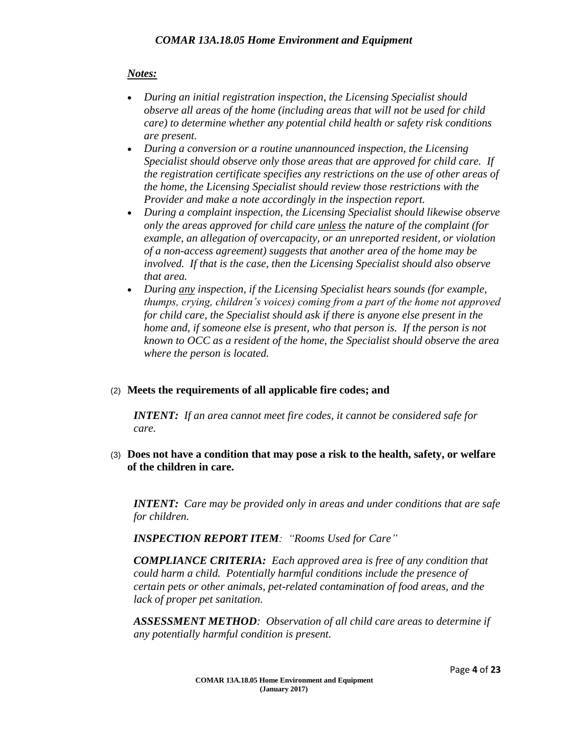***Notes:***

- *During an initial registration inspection, the Licensing Specialist should observe all areas of the home (including areas that will not be used for child care) to determine whether any potential child health or safety risk conditions are present.*
- *During a conversion or a routine unannounced inspection, the Licensing Specialist should observe only those areas that are approved for child care. If the registration certificate specifies any restrictions on the use of other areas of the home, the Licensing Specialist should review those restrictions with the Provider and make a note accordingly in the inspection report.*
- *During a complaint inspection, the Licensing Specialist should likewise observe only the areas approved for child care <u>unless</u> the nature of the complaint (for example, an allegation of overcapacity, or an unreported resident, or violation of a non-access agreement) suggests that another area of the home may be involved. If that is the case, then the Licensing Specialist should also observe that area.*
- *During <u>any</u> inspection, if the Licensing Specialist hears sounds (for example, thumps, crying, children's voices) coming from a part of the home not approved for child care, the Specialist should ask if there is anyone else present in the home and, if someone else is present, who that person is. If the person is not known to OCC as a resident of the home, the Specialist should observe the area where the person is located.*

(2) **Meets the requirements of all applicable fire codes; and**

***INTENT:*** *If an area cannot meet fire codes, it cannot be considered safe for care.*

(3) **Does not have a condition that may pose a risk to the health, safety, or welfare of the children in care.**

***INTENT:*** *Care may be provided only in areas and under conditions that are safe for children.*

***INSPECTION REPORT ITEM****: "Rooms Used for Care"*

***COMPLIANCE CRITERIA:*** *Each approved area is free of any condition that could harm a child. Potentially harmful conditions include the presence of certain pets or other animals, pet-related contamination of food areas, and the lack of proper pet sanitation.*

***ASSESSMENT METHOD****: Observation of all child care areas to determine if any potentially harmful condition is present.*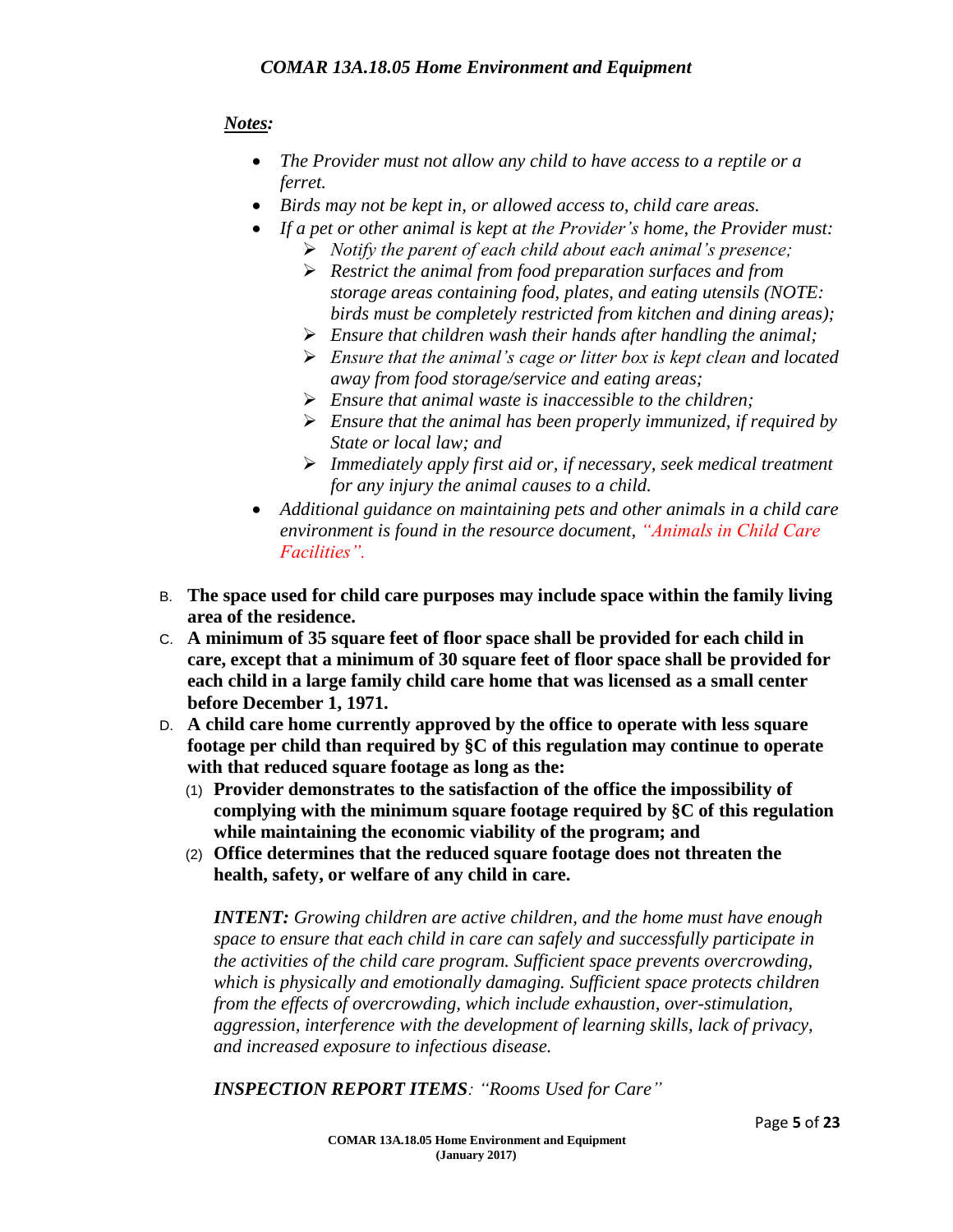***Notes:***

- *The Provider must not allow any child to have access to a reptile or a ferret.*
- *Birds may not be kept in, or allowed access to, child care areas.*
- *If a pet or other animal is kept at the Provider's home, the Provider must:*
  - *Notify the parent of each child about each animal's presence;*
  - *Restrict the animal from food preparation surfaces and from storage areas containing food, plates, and eating utensils (NOTE: birds must be completely restricted from kitchen and dining areas);*
  - *Ensure that children wash their hands after handling the animal;*
  - *Ensure that the animal's cage or litter box is kept clean and located away from food storage/service and eating areas;*
  - *Ensure that animal waste is inaccessible to the children;*
  - *Ensure that the animal has been properly immunized, if required by State or local law; and*
  - *Immediately apply first aid or, if necessary, seek medical treatment for any injury the animal causes to a child.*
- *Additional guidance on maintaining pets and other animals in a child care environment is found in the resource document, "Animals in Child Care Facilities".*

B. **The space used for child care purposes may include space within the family living area of the residence.**

C. **A minimum of 35 square feet of floor space shall be provided for each child in care, except that a minimum of 30 square feet of floor space shall be provided for each child in a large family child care home that was licensed as a small center before December 1, 1971.**

D. **A child care home currently approved by the office to operate with less square footage per child than required by §C of this regulation may continue to operate with that reduced square footage as long as the:**

   (1) **Provider demonstrates to the satisfaction of the office the impossibility of complying with the minimum square footage required by §C of this regulation while maintaining the economic viability of the program; and**

   (2) **Office determines that the reduced square footage does not threaten the health, safety, or welfare of any child in care.**

   ***INTENT:*** *Growing children are active children, and the home must have enough space to ensure that each child in care can safely and successfully participate in the activities of the child care program. Sufficient space prevents overcrowding, which is physically and emotionally damaging. Sufficient space protects children from the effects of overcrowding, which include exhaustion, over-stimulation, aggression, interference with the development of learning skills, lack of privacy, and increased exposure to infectious disease.*

   ***INSPECTION REPORT ITEMS****: "Rooms Used for Care"*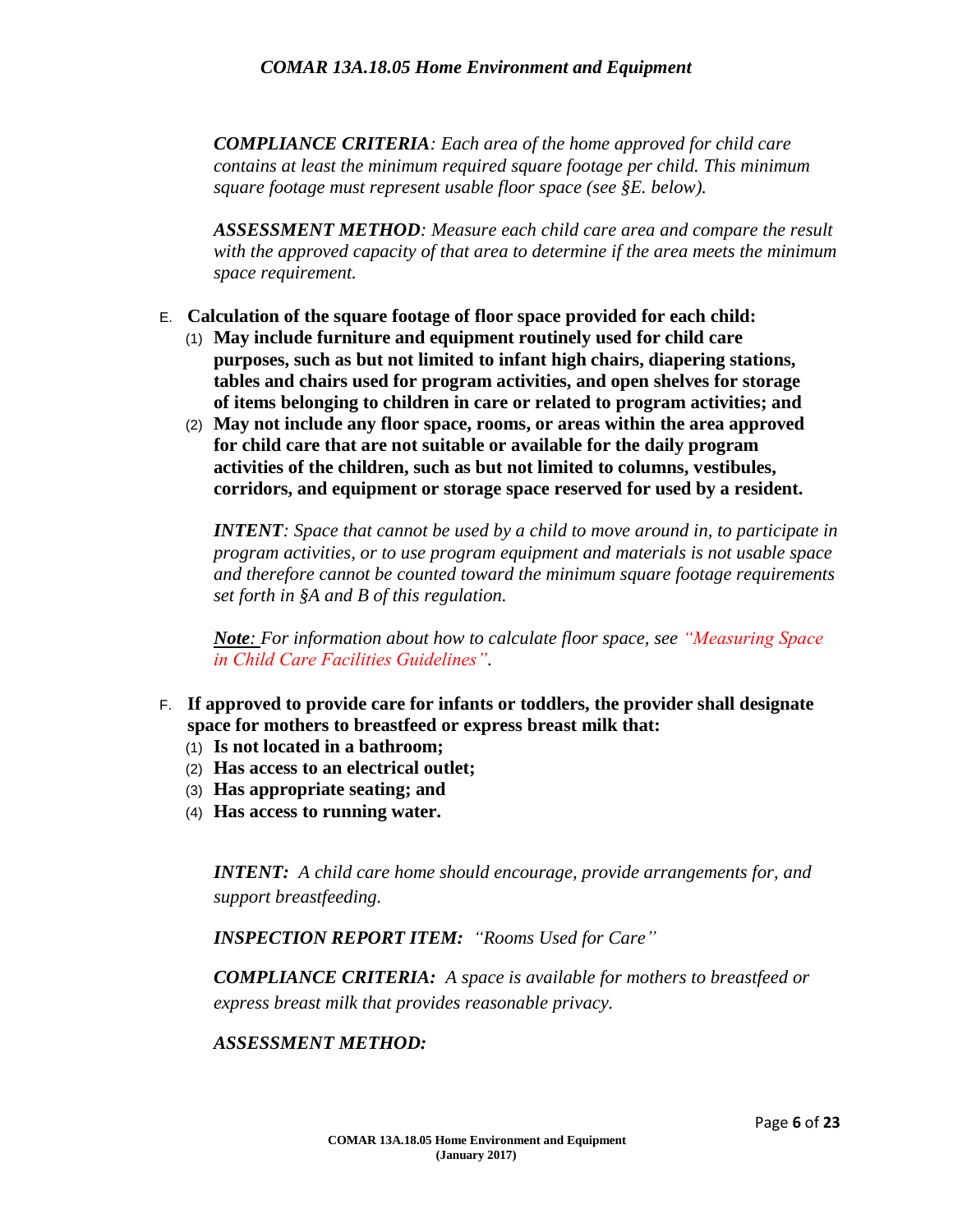*__COMPLIANCE CRITERIA__: Each area of the home approved for child care contains at least the minimum required square footage per child. This minimum square footage must represent usable floor space (see §E. below).*

*__ASSESSMENT METHOD__: Measure each child care area and compare the result with the approved capacity of that area to determine if the area meets the minimum space requirement.*

E. **Calculation of the square footage of floor space provided for each child:**
   (1) **May include furniture and equipment routinely used for child care purposes, such as but not limited to infant high chairs, diapering stations, tables and chairs used for program activities, and open shelves for storage of items belonging to children in care or related to program activities; and**
   (2) **May not include any floor space, rooms, or areas within the area approved for child care that are not suitable or available for the daily program activities of the children, such as but not limited to columns, vestibules, corridors, and equipment or storage space reserved for used by a resident.**

*__INTENT__: Space that cannot be used by a child to move around in, to participate in program activities, or to use program equipment and materials is not usable space and therefore cannot be counted toward the minimum square footage requirements set forth in §A and B of this regulation.*

***Note**: For information about how to calculate floor space, see "Measuring Space in Child Care Facilities Guidelines".*

F. **If approved to provide care for infants or toddlers, the provider shall designate space for mothers to breastfeed or express breast milk that:**
   (1) **Is not located in a bathroom;**
   (2) **Has access to an electrical outlet;**
   (3) **Has appropriate seating; and**
   (4) **Has access to running water.**

*__INTENT:__ A child care home should encourage, provide arrangements for, and support breastfeeding.*

*__INSPECTION REPORT ITEM:__ "Rooms Used for Care"*

*__COMPLIANCE CRITERIA:__ A space is available for mothers to breastfeed or express breast milk that provides reasonable privacy.*

***ASSESSMENT METHOD:***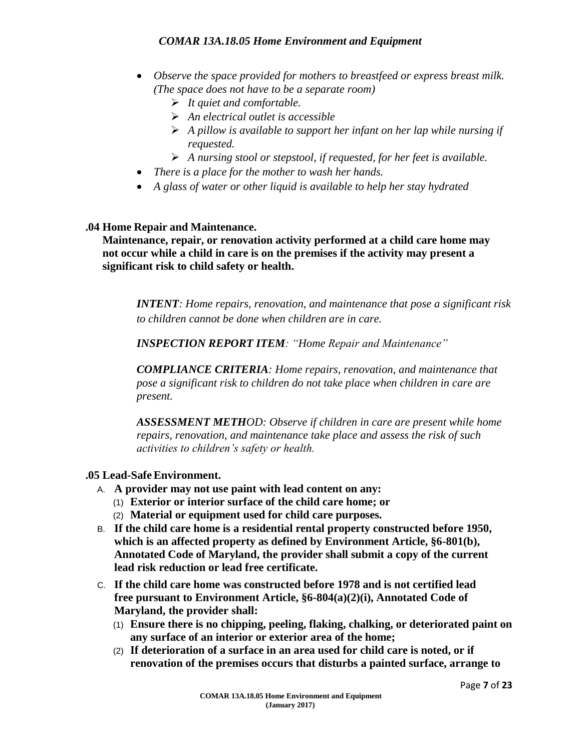- *Observe the space provided for mothers to breastfeed or express breast milk. (The space does not have to be a separate room)*
  - *It quiet and comfortable.*
  - *An electrical outlet is accessible*
  - *A pillow is available to support her infant on her lap while nursing if requested.*
  - *A nursing stool or stepstool, if requested, for her feet is available.*
- *There is a place for the mother to wash her hands.*
- *A glass of water or other liquid is available to help her stay hydrated*

## .04 Home Repair and Maintenance.

**Maintenance, repair, or renovation activity performed at a child care home may not occur while a child in care is on the premises if the activity may present a significant risk to child safety or health.**

***INTENT****: Home repairs, renovation, and maintenance that pose a significant risk to children cannot be done when children are in care.*

***INSPECTION REPORT ITEM****: "Home Repair and Maintenance"*

***COMPLIANCE CRITERIA****: Home repairs, renovation, and maintenance that pose a significant risk to children do not take place when children in care are present.*

***ASSESSMENT METHOD****: Observe if children in care are present while home repairs, renovation, and maintenance take place and assess the risk of such activities to children's safety or health.*

## .05 Lead-Safe Environment.

A. **A provider may not use paint with lead content on any:**
   (1) **Exterior or interior surface of the child care home; or**
   (2) **Material or equipment used for child care purposes.**

B. **If the child care home is a residential rental property constructed before 1950, which is an affected property as defined by Environment Article, §6-801(b), Annotated Code of Maryland, the provider shall submit a copy of the current lead risk reduction or lead free certificate.**

C. **If the child care home was constructed before 1978 and is not certified lead free pursuant to Environment Article, §6-804(a)(2)(i), Annotated Code of Maryland, the provider shall:**
   (1) **Ensure there is no chipping, peeling, flaking, chalking, or deteriorated paint on any surface of an interior or exterior area of the home;**
   (2) **If deterioration of a surface in an area used for child care is noted, or if renovation of the premises occurs that disturbs a painted surface, arrange to**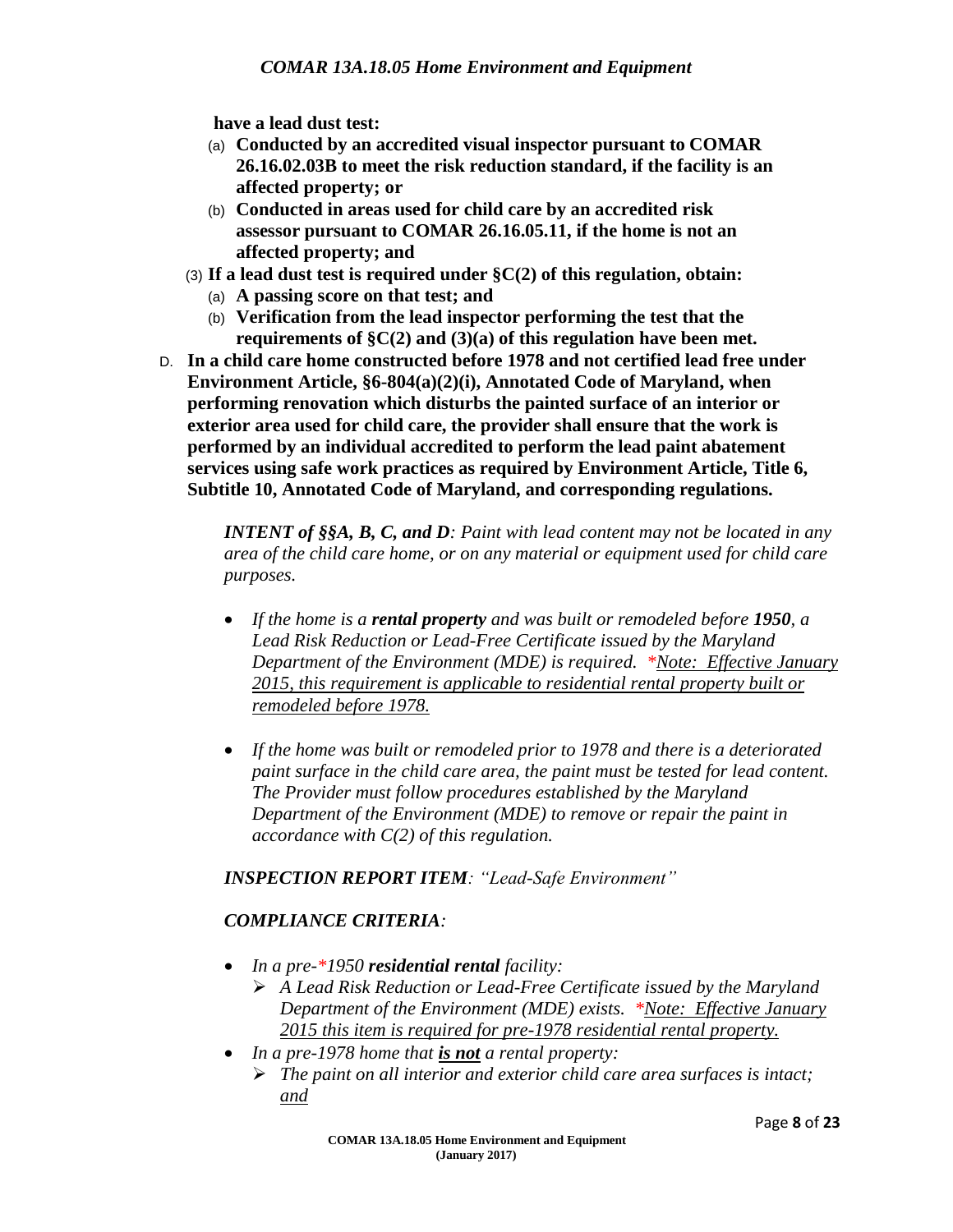**have a lead dust test:**

(a) **Conducted by an accredited visual inspector pursuant to COMAR 26.16.02.03B to meet the risk reduction standard, if the facility is an affected property; or**

(b) **Conducted in areas used for child care by an accredited risk assessor pursuant to COMAR 26.16.05.11, if the home is not an affected property; and**

(3) **If a lead dust test is required under §C(2) of this regulation, obtain:**

(a) **A passing score on that test; and**

(b) **Verification from the lead inspector performing the test that the requirements of §C(2) and (3)(a) of this regulation have been met.**

D. **In a child care home constructed before 1978 and not certified lead free under Environment Article, §6-804(a)(2)(i), Annotated Code of Maryland, when performing renovation which disturbs the painted surface of an interior or exterior area used for child care, the provider shall ensure that the work is performed by an individual accredited to perform the lead paint abatement services using safe work practices as required by Environment Article, Title 6, Subtitle 10, Annotated Code of Maryland, and corresponding regulations.**

***INTENT of §§A, B, C, and D****: Paint with lead content may not be located in any area of the child care home, or on any material or equipment used for child care purposes.*

- *If the home is a* ***rental property*** *and was built or remodeled before* ***1950****, a Lead Risk Reduction or Lead-Free Certificate issued by the Maryland Department of the Environment (MDE) is required. \*Note: Effective January 2015, this requirement is applicable to residential rental property built or remodeled before 1978.*

- *If the home was built or remodeled prior to 1978 and there is a deteriorated paint surface in the child care area, the paint must be tested for lead content. The Provider must follow procedures established by the Maryland Department of the Environment (MDE) to remove or repair the paint in accordance with C(2) of this regulation.*

***INSPECTION REPORT ITEM****: "Lead-Safe Environment"*

***COMPLIANCE CRITERIA****:*

- *In a pre-\*1950* ***residential rental*** *facility:*
  - *A Lead Risk Reduction or Lead-Free Certificate issued by the Maryland Department of the Environment (MDE) exists. \*Note: Effective January 2015 this item is required for pre-1978 residential rental property.*
- *In a pre-1978 home that* ***is not*** *a rental property:*
  - *The paint on all interior and exterior child care area surfaces is intact; and*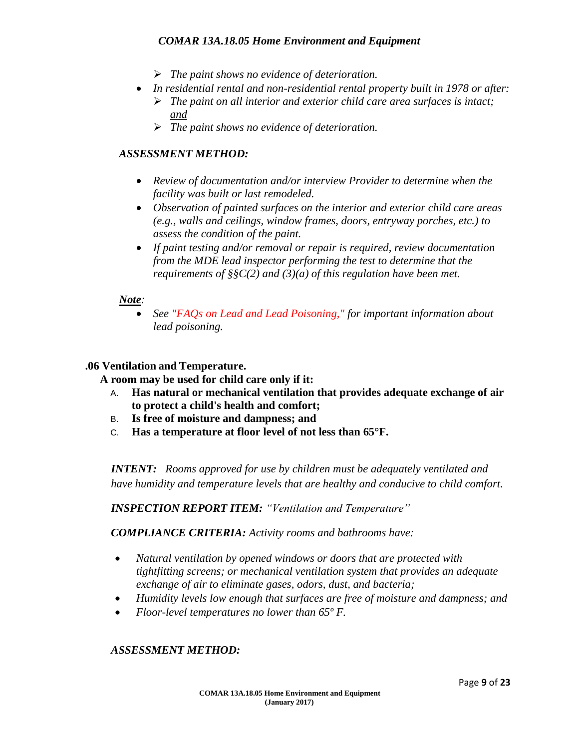- *The paint shows no evidence of deterioration.*
- *In residential rental and non-residential rental property built in 1978 or after:*
  - *The paint on all interior and exterior child care area surfaces is intact; and*
  - *The paint shows no evidence of deterioration.*

***ASSESSMENT METHOD:***

- *Review of documentation and/or interview Provider to determine when the facility was built or last remodeled.*
- *Observation of painted surfaces on the interior and exterior child care areas (e.g., walls and ceilings, window frames, doors, entryway porches, etc.) to assess the condition of the paint.*
- *If paint testing and/or removal or repair is required, review documentation from the MDE lead inspector performing the test to determine that the requirements of §§C(2) and (3)(a) of this regulation have been met.*

***Note:***

- *See "FAQs on Lead and Lead Poisoning," for important information about lead poisoning.*

## .06 Ventilation and Temperature.

**A room may be used for child care only if it:**

A. **Has natural or mechanical ventilation that provides adequate exchange of air to protect a child's health and comfort;**

B. **Is free of moisture and dampness; and**

C. **Has a temperature at floor level of not less than 65°F.**

***INTENT:*** *Rooms approved for use by children must be adequately ventilated and have humidity and temperature levels that are healthy and conducive to child comfort.*

***INSPECTION REPORT ITEM:*** *"Ventilation and Temperature"*

***COMPLIANCE CRITERIA:*** *Activity rooms and bathrooms have:*

- *Natural ventilation by opened windows or doors that are protected with tightfitting screens; or mechanical ventilation system that provides an adequate exchange of air to eliminate gases, odors, dust, and bacteria;*
- *Humidity levels low enough that surfaces are free of moisture and dampness; and*
- *Floor-level temperatures no lower than 65º F.*

***ASSESSMENT METHOD:***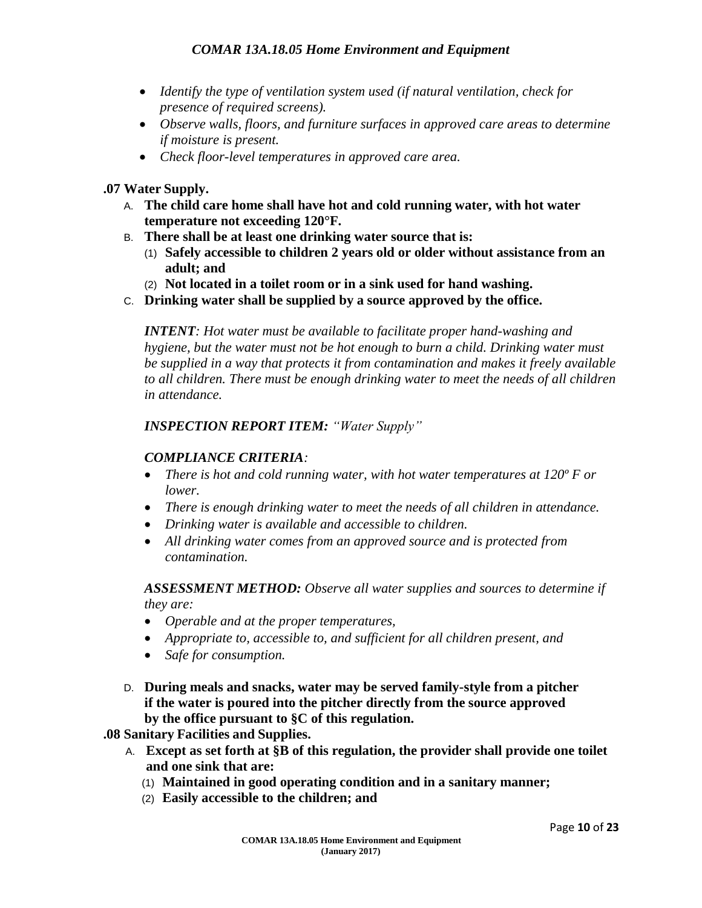- *Identify the type of ventilation system used (if natural ventilation, check for presence of required screens).*
- *Observe walls, floors, and furniture surfaces in approved care areas to determine if moisture is present.*
- *Check floor-level temperatures in approved care area.*

**.07 Water Supply.**

A. **The child care home shall have hot and cold running water, with hot water temperature not exceeding 120°F.**

B. **There shall be at least one drinking water source that is:**
   (1) **Safely accessible to children 2 years old or older without assistance from an adult; and**
   (2) **Not located in a toilet room or in a sink used for hand washing.**

C. **Drinking water shall be supplied by a source approved by the office.**

*__INTENT__: Hot water must be available to facilitate proper hand-washing and hygiene, but the water must not be hot enough to burn a child. Drinking water must be supplied in a way that protects it from contamination and makes it freely available to all children. There must be enough drinking water to meet the needs of all children in attendance.*

***INSPECTION REPORT ITEM:*** *"Water Supply"*

***COMPLIANCE CRITERIA:***

- *There is hot and cold running water, with hot water temperatures at 120º F or lower.*
- *There is enough drinking water to meet the needs of all children in attendance.*
- *Drinking water is available and accessible to children.*
- *All drinking water comes from an approved source and is protected from contamination.*

***ASSESSMENT METHOD:*** *Observe all water supplies and sources to determine if they are:*

- *Operable and at the proper temperatures,*
- *Appropriate to, accessible to, and sufficient for all children present, and*
- *Safe for consumption.*

D. **During meals and snacks, water may be served family-style from a pitcher if the water is poured into the pitcher directly from the source approved by the office pursuant to §C of this regulation.**

**.08 Sanitary Facilities and Supplies.**

A. **Except as set forth at §B of this regulation, the provider shall provide one toilet and one sink that are:**
   (1) **Maintained in good operating condition and in a sanitary manner;**
   (2) **Easily accessible to the children; and**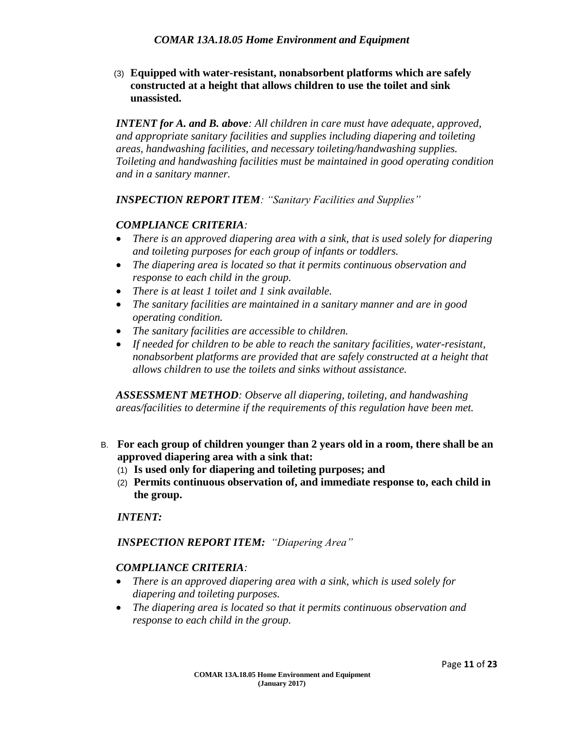(3) **Equipped with water-resistant, nonabsorbent platforms which are safely constructed at a height that allows children to use the toilet and sink unassisted.**

***INTENT for A. and B. above****: All children in care must have adequate, approved, and appropriate sanitary facilities and supplies including diapering and toileting areas, handwashing facilities, and necessary toileting/handwashing supplies. Toileting and handwashing facilities must be maintained in good operating condition and in a sanitary manner.*

***INSPECTION REPORT ITEM****: "Sanitary Facilities and Supplies"*

***COMPLIANCE CRITERIA****:*

- *There is an approved diapering area with a sink, that is used solely for diapering and toileting purposes for each group of infants or toddlers.*
- *The diapering area is located so that it permits continuous observation and response to each child in the group.*
- *There is at least 1 toilet and 1 sink available.*
- *The sanitary facilities are maintained in a sanitary manner and are in good operating condition.*
- *The sanitary facilities are accessible to children.*
- *If needed for children to be able to reach the sanitary facilities, water-resistant, nonabsorbent platforms are provided that are safely constructed at a height that allows children to use the toilets and sinks without assistance.*

***ASSESSMENT METHOD****: Observe all diapering, toileting, and handwashing areas/facilities to determine if the requirements of this regulation have been met.*

B. **For each group of children younger than 2 years old in a room, there shall be an approved diapering area with a sink that:**

(1) **Is used only for diapering and toileting purposes; and**

(2) **Permits continuous observation of, and immediate response to, each child in the group.**

***INTENT:***

***INSPECTION REPORT ITEM:*** *"Diapering Area"*

***COMPLIANCE CRITERIA****:*

- *There is an approved diapering area with a sink, which is used solely for diapering and toileting purposes.*
- *The diapering area is located so that it permits continuous observation and response to each child in the group.*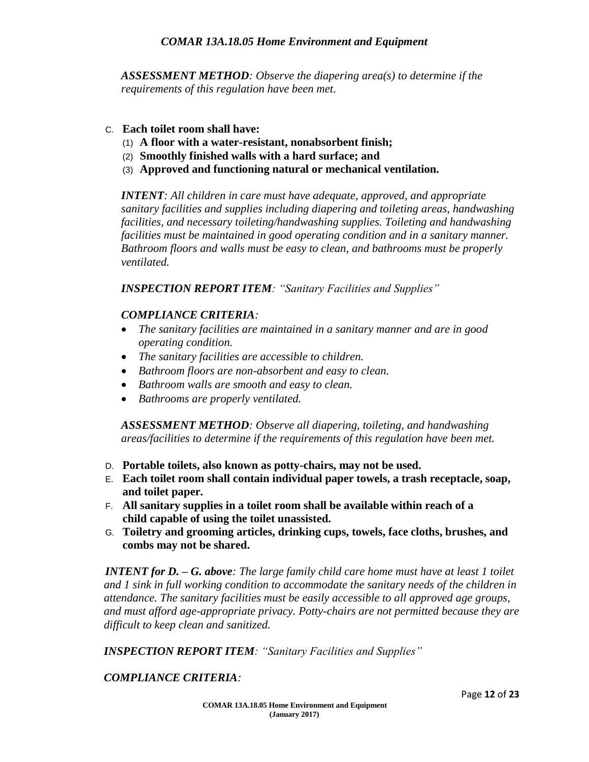*__ASSESSMENT METHOD__: Observe the diapering area(s) to determine if the requirements of this regulation have been met.*

C. **Each toilet room shall have:**
   (1) **A floor with a water-resistant, nonabsorbent finish;**
   (2) **Smoothly finished walls with a hard surface; and**
   (3) **Approved and functioning natural or mechanical ventilation.**

*__INTENT__: All children in care must have adequate, approved, and appropriate sanitary facilities and supplies including diapering and toileting areas, handwashing facilities, and necessary toileting/handwashing supplies. Toileting and handwashing facilities must be maintained in good operating condition and in a sanitary manner. Bathroom floors and walls must be easy to clean, and bathrooms must be properly ventilated.*

*__INSPECTION REPORT ITEM__: "Sanitary Facilities and Supplies"*

*__COMPLIANCE CRITERIA__:*

- *The sanitary facilities are maintained in a sanitary manner and are in good operating condition.*
- *The sanitary facilities are accessible to children.*
- *Bathroom floors are non-absorbent and easy to clean.*
- *Bathroom walls are smooth and easy to clean.*
- *Bathrooms are properly ventilated.*

*__ASSESSMENT METHOD__: Observe all diapering, toileting, and handwashing areas/facilities to determine if the requirements of this regulation have been met.*

D. **Portable toilets, also known as potty-chairs, may not be used.**

E. **Each toilet room shall contain individual paper towels, a trash receptacle, soap, and toilet paper.**

F. **All sanitary supplies in a toilet room shall be available within reach of a child capable of using the toilet unassisted.**

G. **Toiletry and grooming articles, drinking cups, towels, face cloths, brushes, and combs may not be shared.**

*__INTENT for D. – G. above__: The large family child care home must have at least 1 toilet and 1 sink in full working condition to accommodate the sanitary needs of the children in attendance. The sanitary facilities must be easily accessible to all approved age groups, and must afford age-appropriate privacy. Potty-chairs are not permitted because they are difficult to keep clean and sanitized.*

*__INSPECTION REPORT ITEM__: "Sanitary Facilities and Supplies"*

*__COMPLIANCE CRITERIA__:*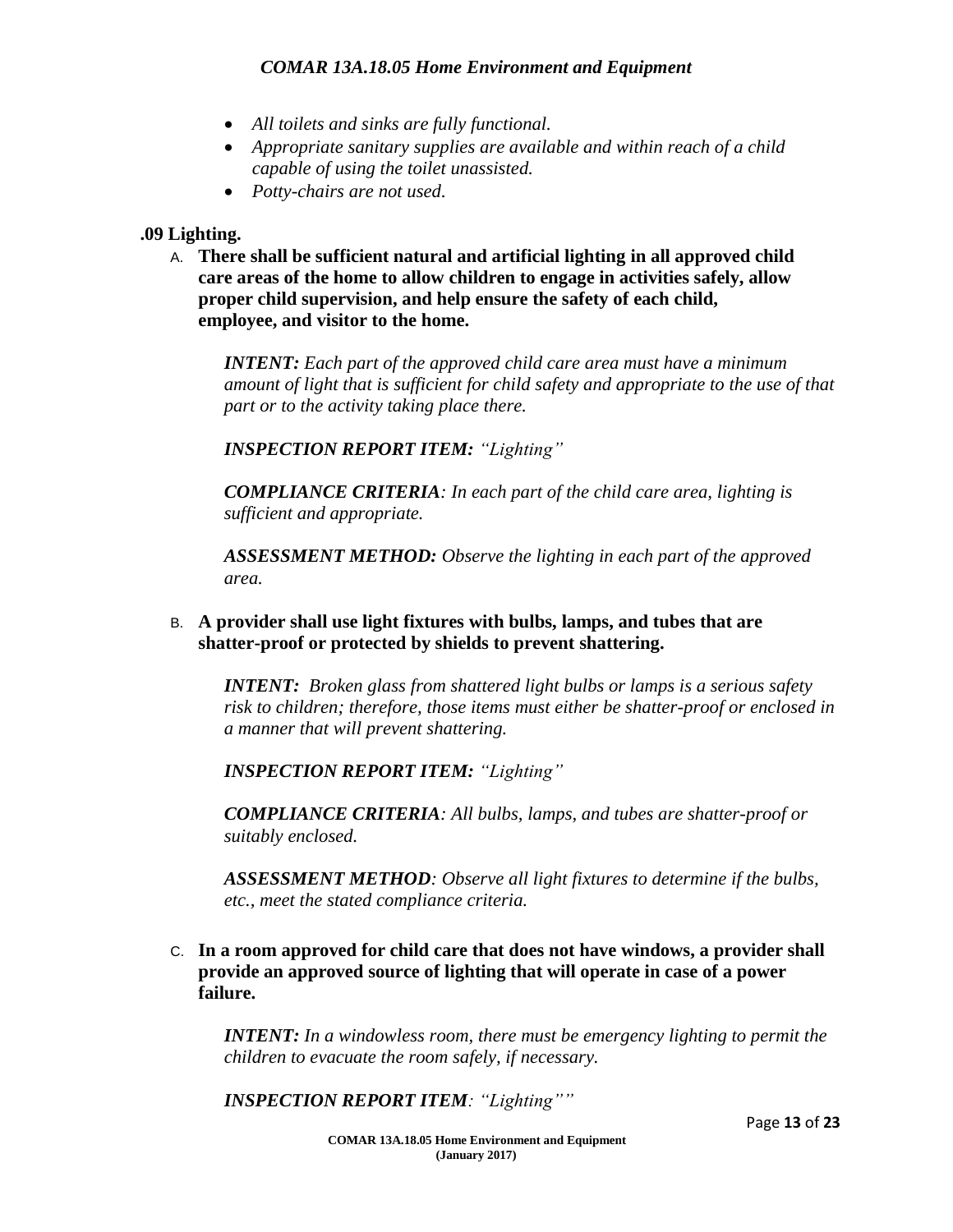- *All toilets and sinks are fully functional.*
- *Appropriate sanitary supplies are available and within reach of a child capable of using the toilet unassisted.*
- *Potty-chairs are not used.*

## .09 Lighting.

A. **There shall be sufficient natural and artificial lighting in all approved child care areas of the home to allow children to engage in activities safely, allow proper child supervision, and help ensure the safety of each child, employee, and visitor to the home.**

> ***INTENT:*** *Each part of the approved child care area must have a minimum amount of light that is sufficient for child safety and appropriate to the use of that part or to the activity taking place there.*
>
> ***INSPECTION REPORT ITEM:*** *"Lighting"*
>
> ***COMPLIANCE CRITERIA****: In each part of the child care area, lighting is sufficient and appropriate.*
>
> ***ASSESSMENT METHOD:*** *Observe the lighting in each part of the approved area.*

B. **A provider shall use light fixtures with bulbs, lamps, and tubes that are shatter-proof or protected by shields to prevent shattering.**

> ***INTENT:*** *Broken glass from shattered light bulbs or lamps is a serious safety risk to children; therefore, those items must either be shatter-proof or enclosed in a manner that will prevent shattering.*
>
> ***INSPECTION REPORT ITEM:*** *"Lighting"*
>
> ***COMPLIANCE CRITERIA****: All bulbs, lamps, and tubes are shatter-proof or suitably enclosed.*
>
> ***ASSESSMENT METHOD****: Observe all light fixtures to determine if the bulbs, etc., meet the stated compliance criteria.*

C. **In a room approved for child care that does not have windows, a provider shall provide an approved source of lighting that will operate in case of a power failure.**

> ***INTENT:*** *In a windowless room, there must be emergency lighting to permit the children to evacuate the room safely, if necessary.*
>
> ***INSPECTION REPORT ITEM****: "Lighting""*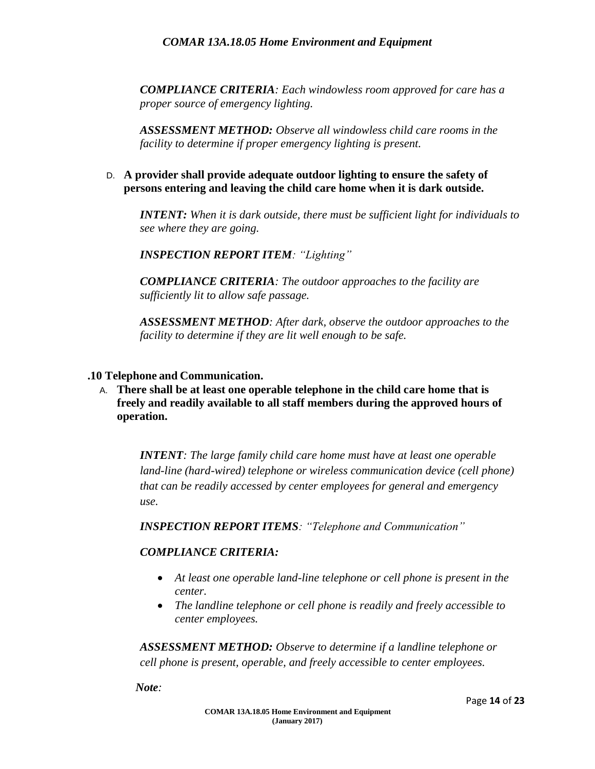*COMPLIANCE CRITERIA: Each windowless room approved for care has a proper source of emergency lighting.*

*ASSESSMENT METHOD: Observe all windowless child care rooms in the facility to determine if proper emergency lighting is present.*

D. **A provider shall provide adequate outdoor lighting to ensure the safety of persons entering and leaving the child care home when it is dark outside.**

*INTENT: When it is dark outside, there must be sufficient light for individuals to see where they are going.*

*INSPECTION REPORT ITEM: "Lighting"*

*COMPLIANCE CRITERIA: The outdoor approaches to the facility are sufficiently lit to allow safe passage.*

*ASSESSMENT METHOD: After dark, observe the outdoor approaches to the facility to determine if they are lit well enough to be safe.*

## .10 Telephone and Communication.

A. **There shall be at least one operable telephone in the child care home that is freely and readily available to all staff members during the approved hours of operation.**

*INTENT: The large family child care home must have at least one operable land-line (hard-wired) telephone or wireless communication device (cell phone) that can be readily accessed by center employees for general and emergency use.*

*INSPECTION REPORT ITEMS: "Telephone and Communication"*

***COMPLIANCE CRITERIA:***

- *At least one operable land-line telephone or cell phone is present in the center.*
- *The landline telephone or cell phone is readily and freely accessible to center employees.*

*ASSESSMENT METHOD: Observe to determine if a landline telephone or cell phone is present, operable, and freely accessible to center employees.*

***Note:***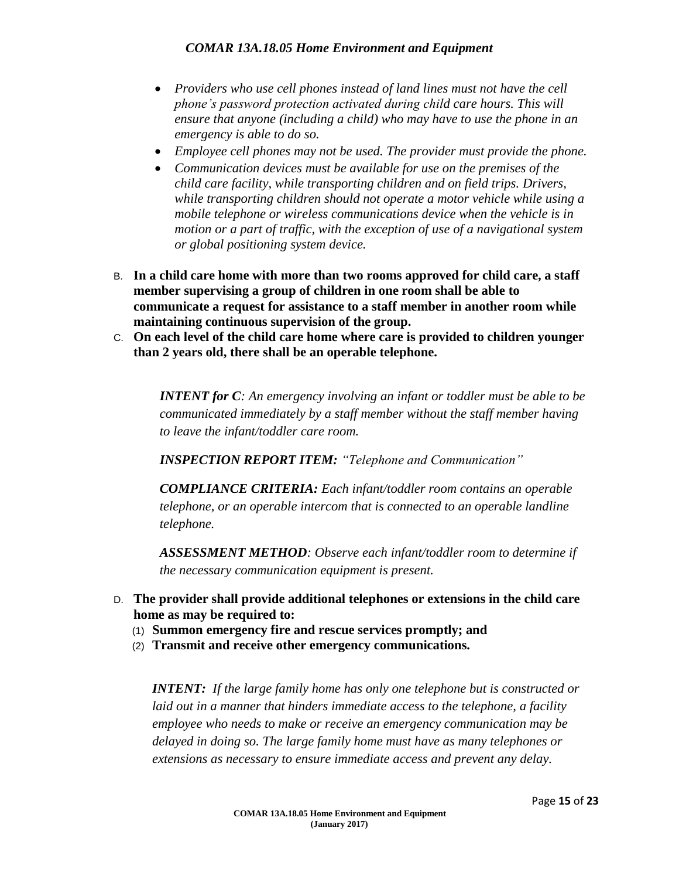- *Providers who use cell phones instead of land lines must not have the cell phone's password protection activated during child care hours. This will ensure that anyone (including a child) who may have to use the phone in an emergency is able to do so.*
- *Employee cell phones may not be used. The provider must provide the phone.*
- *Communication devices must be available for use on the premises of the child care facility, while transporting children and on field trips. Drivers, while transporting children should not operate a motor vehicle while using a mobile telephone or wireless communications device when the vehicle is in motion or a part of traffic, with the exception of use of a navigational system or global positioning system device.*

B. **In a child care home with more than two rooms approved for child care, a staff member supervising a group of children in one room shall be able to communicate a request for assistance to a staff member in another room while maintaining continuous supervision of the group.**

C. **On each level of the child care home where care is provided to children younger than 2 years old, there shall be an operable telephone.**

> ***INTENT for C****: An emergency involving an infant or toddler must be able to be communicated immediately by a staff member without the staff member having to leave the infant/toddler care room.*
>
> ***INSPECTION REPORT ITEM:*** *"Telephone and Communication"*
>
> ***COMPLIANCE CRITERIA:*** *Each infant/toddler room contains an operable telephone, or an operable intercom that is connected to an operable landline telephone.*
>
> ***ASSESSMENT METHOD****: Observe each infant/toddler room to determine if the necessary communication equipment is present.*

D. **The provider shall provide additional telephones or extensions in the child care home as may be required to:**
   (1) **Summon emergency fire and rescue services promptly; and**
   (2) **Transmit and receive other emergency communications.**

> ***INTENT:*** *If the large family home has only one telephone but is constructed or laid out in a manner that hinders immediate access to the telephone, a facility employee who needs to make or receive an emergency communication may be delayed in doing so. The large family home must have as many telephones or extensions as necessary to ensure immediate access and prevent any delay.*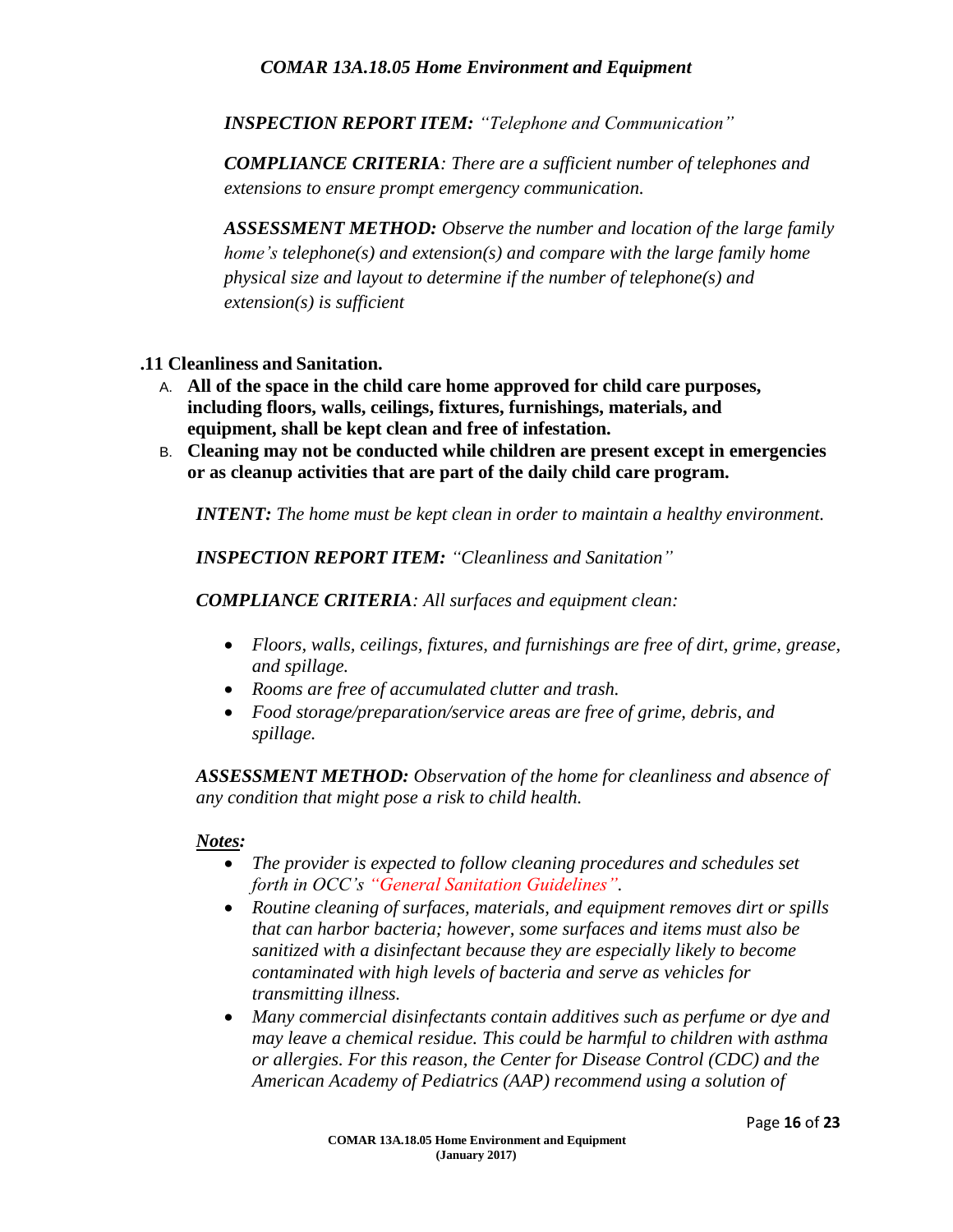*INSPECTION REPORT ITEM: "Telephone and Communication"*

*COMPLIANCE CRITERIA: There are a sufficient number of telephones and extensions to ensure prompt emergency communication.*

*ASSESSMENT METHOD: Observe the number and location of the large family home's telephone(s) and extension(s) and compare with the large family home physical size and layout to determine if the number of telephone(s) and extension(s) is sufficient*

**.11 Cleanliness and Sanitation.**

A. **All of the space in the child care home approved for child care purposes, including floors, walls, ceilings, fixtures, furnishings, materials, and equipment, shall be kept clean and free of infestation.**

B. **Cleaning may not be conducted while children are present except in emergencies or as cleanup activities that are part of the daily child care program.**

*INTENT: The home must be kept clean in order to maintain a healthy environment.*

*INSPECTION REPORT ITEM: "Cleanliness and Sanitation"*

*COMPLIANCE CRITERIA: All surfaces and equipment clean:*

- *Floors, walls, ceilings, fixtures, and furnishings are free of dirt, grime, grease, and spillage.*
- *Rooms are free of accumulated clutter and trash.*
- *Food storage/preparation/service areas are free of grime, debris, and spillage.*

*ASSESSMENT METHOD: Observation of the home for cleanliness and absence of any condition that might pose a risk to child health.*

***Notes:***

- *The provider is expected to follow cleaning procedures and schedules set forth in OCC's "General Sanitation Guidelines".*
- *Routine cleaning of surfaces, materials, and equipment removes dirt or spills that can harbor bacteria; however, some surfaces and items must also be sanitized with a disinfectant because they are especially likely to become contaminated with high levels of bacteria and serve as vehicles for transmitting illness.*
- *Many commercial disinfectants contain additives such as perfume or dye and may leave a chemical residue. This could be harmful to children with asthma or allergies. For this reason, the Center for Disease Control (CDC) and the American Academy of Pediatrics (AAP) recommend using a solution of*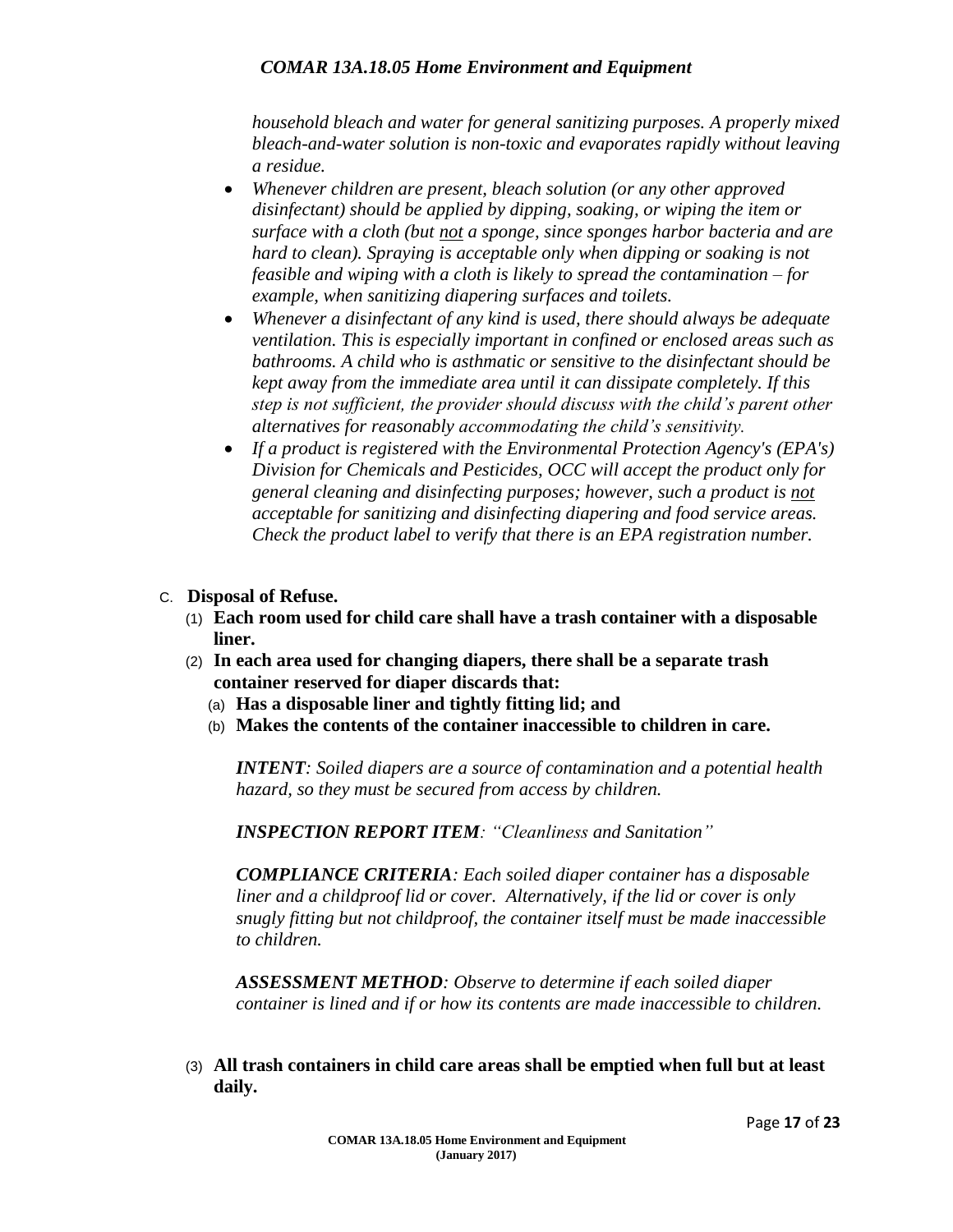*household bleach and water for general sanitizing purposes. A properly mixed bleach-and-water solution is non-toxic and evaporates rapidly without leaving a residue.*

- *Whenever children are present, bleach solution (or any other approved disinfectant) should be applied by dipping, soaking, or wiping the item or surface with a cloth (but not a sponge, since sponges harbor bacteria and are hard to clean). Spraying is acceptable only when dipping or soaking is not feasible and wiping with a cloth is likely to spread the contamination – for example, when sanitizing diapering surfaces and toilets.*
- *Whenever a disinfectant of any kind is used, there should always be adequate ventilation. This is especially important in confined or enclosed areas such as bathrooms. A child who is asthmatic or sensitive to the disinfectant should be kept away from the immediate area until it can dissipate completely. If this step is not sufficient, the provider should discuss with the child's parent other alternatives for reasonably accommodating the child's sensitivity.*
- *If a product is registered with the Environmental Protection Agency's (EPA's) Division for Chemicals and Pesticides, OCC will accept the product only for general cleaning and disinfecting purposes; however, such a product is not acceptable for sanitizing and disinfecting diapering and food service areas. Check the product label to verify that there is an EPA registration number.*

C. **Disposal of Refuse.**

(1) **Each room used for child care shall have a trash container with a disposable liner.**

(2) **In each area used for changing diapers, there shall be a separate trash container reserved for diaper discards that:**

(a) **Has a disposable liner and tightly fitting lid; and**

(b) **Makes the contents of the container inaccessible to children in care.**

***INTENT****: Soiled diapers are a source of contamination and a potential health hazard, so they must be secured from access by children.*

***INSPECTION REPORT ITEM****: "Cleanliness and Sanitation"*

***COMPLIANCE CRITERIA****: Each soiled diaper container has a disposable liner and a childproof lid or cover. Alternatively, if the lid or cover is only snugly fitting but not childproof, the container itself must be made inaccessible to children.*

***ASSESSMENT METHOD****: Observe to determine if each soiled diaper container is lined and if or how its contents are made inaccessible to children.*

(3) **All trash containers in child care areas shall be emptied when full but at least daily.**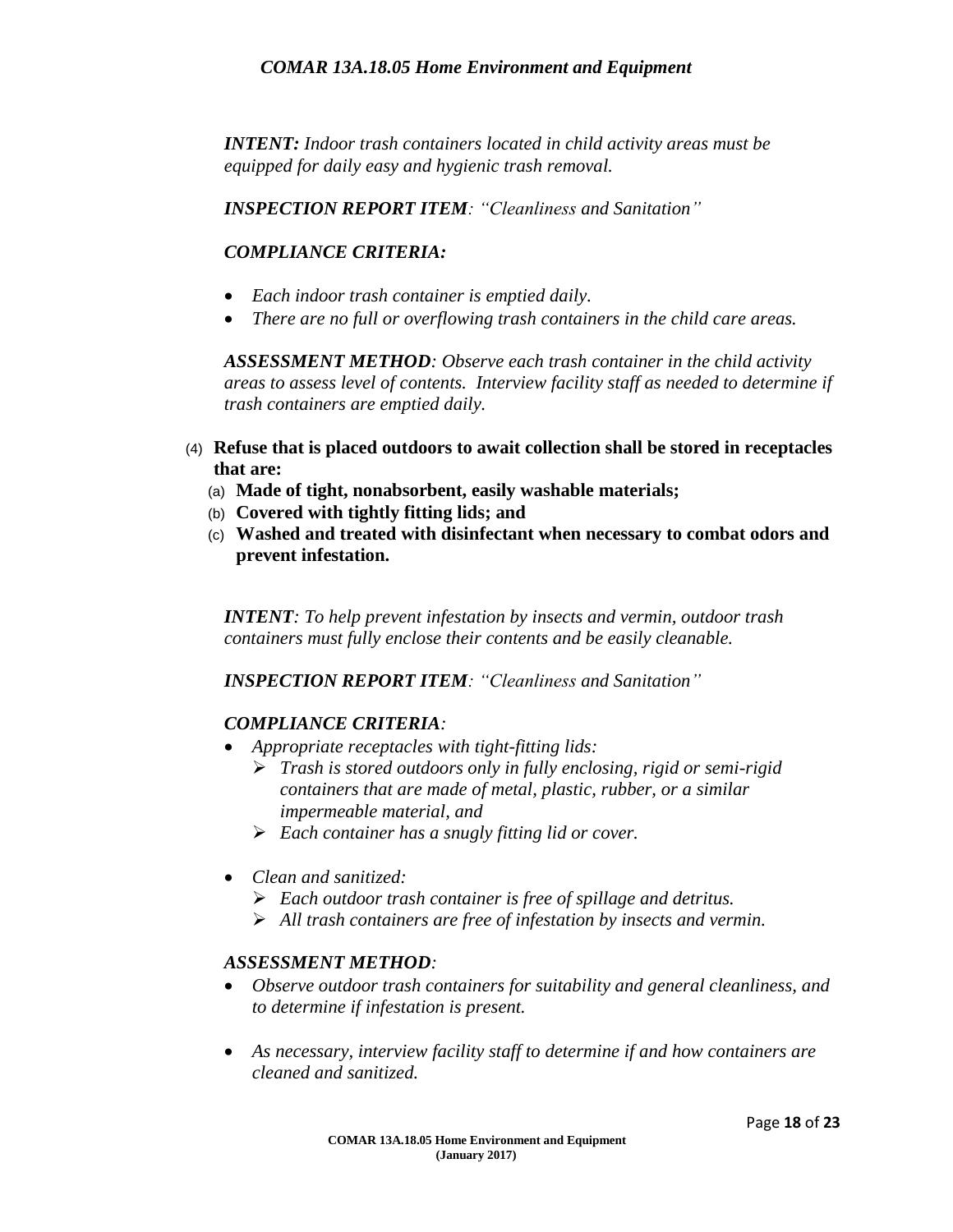***INTENT:*** *Indoor trash containers located in child activity areas must be equipped for daily easy and hygienic trash removal.*

***INSPECTION REPORT ITEM****: "Cleanliness and Sanitation"*

***COMPLIANCE CRITERIA:***

- *Each indoor trash container is emptied daily.*
- *There are no full or overflowing trash containers in the child care areas.*

***ASSESSMENT METHOD****: Observe each trash container in the child activity areas to assess level of contents. Interview facility staff as needed to determine if trash containers are emptied daily.*

(4) **Refuse that is placed outdoors to await collection shall be stored in receptacles that are:**

(a) **Made of tight, nonabsorbent, easily washable materials;**

(b) **Covered with tightly fitting lids; and**

(c) **Washed and treated with disinfectant when necessary to combat odors and prevent infestation.**

***INTENT****: To help prevent infestation by insects and vermin, outdoor trash containers must fully enclose their contents and be easily cleanable.*

***INSPECTION REPORT ITEM****: "Cleanliness and Sanitation"*

***COMPLIANCE CRITERIA****:*

- *Appropriate receptacles with tight-fitting lids:*
  - *Trash is stored outdoors only in fully enclosing, rigid or semi-rigid containers that are made of metal, plastic, rubber, or a similar impermeable material, and*
  - *Each container has a snugly fitting lid or cover.*
- *Clean and sanitized:*
  - *Each outdoor trash container is free of spillage and detritus.*
  - *All trash containers are free of infestation by insects and vermin.*

***ASSESSMENT METHOD****:*

- *Observe outdoor trash containers for suitability and general cleanliness, and to determine if infestation is present.*
- *As necessary, interview facility staff to determine if and how containers are cleaned and sanitized.*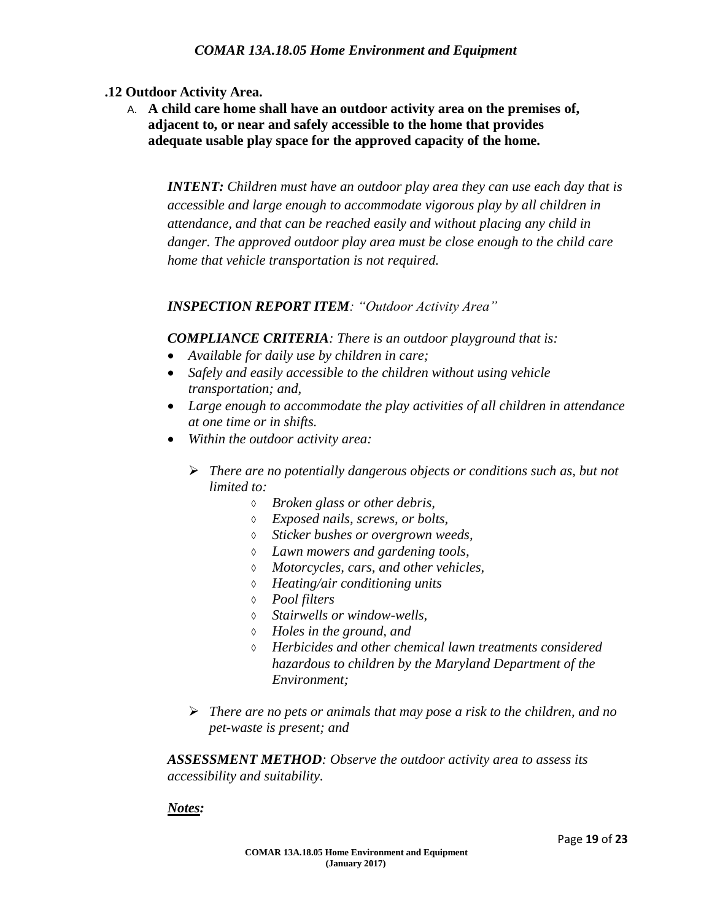## .12 Outdoor Activity Area.

A. **A child care home shall have an outdoor activity area on the premises of, adjacent to, or near and safely accessible to the home that provides adequate usable play space for the approved capacity of the home.**

***INTENT:*** *Children must have an outdoor play area they can use each day that is accessible and large enough to accommodate vigorous play by all children in attendance, and that can be reached easily and without placing any child in danger. The approved outdoor play area must be close enough to the child care home that vehicle transportation is not required.*

***INSPECTION REPORT ITEM****: "Outdoor Activity Area"*

***COMPLIANCE CRITERIA****: There is an outdoor playground that is:*

- *Available for daily use by children in care;*
- *Safely and easily accessible to the children without using vehicle transportation; and,*
- *Large enough to accommodate the play activities of all children in attendance at one time or in shifts.*
- *Within the outdoor activity area:*
  - *There are no potentially dangerous objects or conditions such as, but not limited to:*
    - *Broken glass or other debris,*
    - *Exposed nails, screws, or bolts,*
    - *Sticker bushes or overgrown weeds,*
    - *Lawn mowers and gardening tools,*
    - *Motorcycles, cars, and other vehicles,*
    - *Heating/air conditioning units*
    - *Pool filters*
    - *Stairwells or window-wells,*
    - *Holes in the ground, and*
    - *Herbicides and other chemical lawn treatments considered hazardous to children by the Maryland Department of the Environment;*
  - *There are no pets or animals that may pose a risk to the children, and no pet-waste is present; and*

***ASSESSMENT METHOD****: Observe the outdoor activity area to assess its accessibility and suitability.*

***Notes:***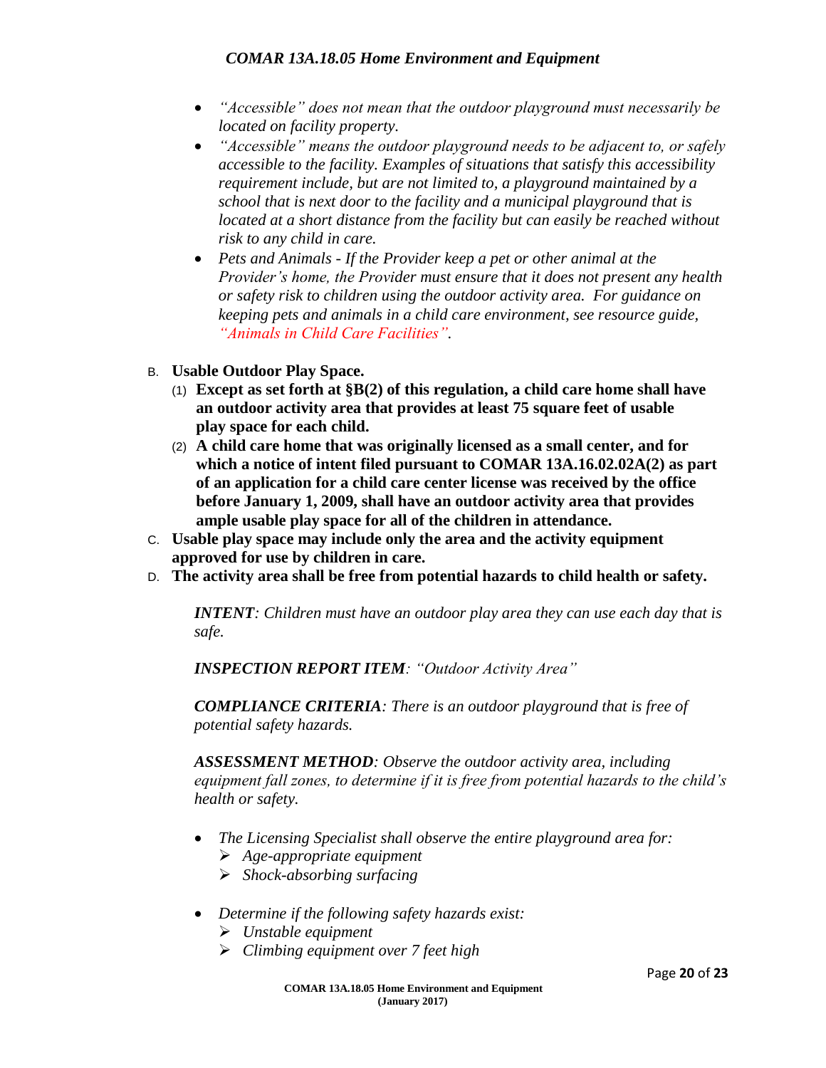- *"Accessible" does not mean that the outdoor playground must necessarily be located on facility property.*
- *"Accessible" means the outdoor playground needs to be adjacent to, or safely accessible to the facility. Examples of situations that satisfy this accessibility requirement include, but are not limited to, a playground maintained by a school that is next door to the facility and a municipal playground that is located at a short distance from the facility but can easily be reached without risk to any child in care.*
- *Pets and Animals - If the Provider keep a pet or other animal at the Provider's home, the Provider must ensure that it does not present any health or safety risk to children using the outdoor activity area. For guidance on keeping pets and animals in a child care environment, see resource guide, "Animals in Child Care Facilities".*

B. **Usable Outdoor Play Space.**
   (1) **Except as set forth at §B(2) of this regulation, a child care home shall have an outdoor activity area that provides at least 75 square feet of usable play space for each child.**
   (2) **A child care home that was originally licensed as a small center, and for which a notice of intent filed pursuant to COMAR 13A.16.02.02A(2) as part of an application for a child care center license was received by the office before January 1, 2009, shall have an outdoor activity area that provides ample usable play space for all of the children in attendance.**

C. **Usable play space may include only the area and the activity equipment approved for use by children in care.**

D. **The activity area shall be free from potential hazards to child health or safety.**

***INTENT****: Children must have an outdoor play area they can use each day that is safe.*

***INSPECTION REPORT ITEM****: "Outdoor Activity Area"*

***COMPLIANCE CRITERIA****: There is an outdoor playground that is free of potential safety hazards.*

***ASSESSMENT METHOD****: Observe the outdoor activity area, including equipment fall zones, to determine if it is free from potential hazards to the child's health or safety.*

- *The Licensing Specialist shall observe the entire playground area for:*
  - *Age-appropriate equipment*
  - *Shock-absorbing surfacing*

- *Determine if the following safety hazards exist:*
  - *Unstable equipment*
  - *Climbing equipment over 7 feet high*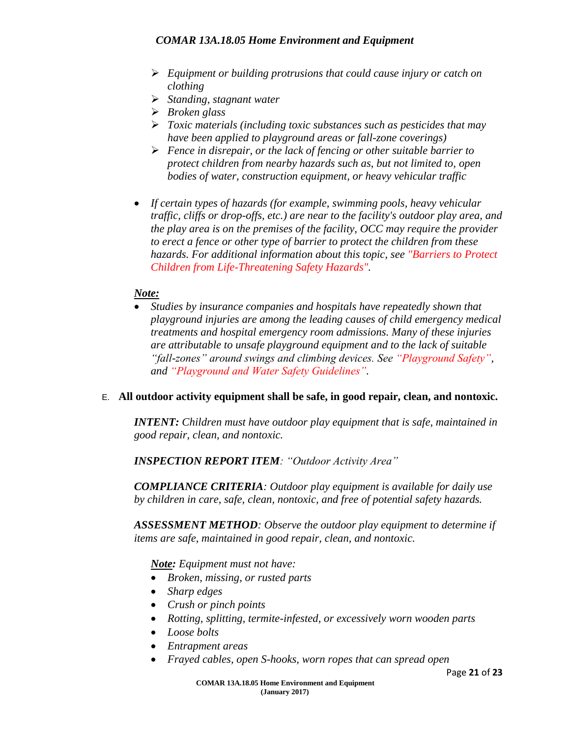- *Equipment or building protrusions that could cause injury or catch on clothing*
- *Standing, stagnant water*
- *Broken glass*
- *Toxic materials (including toxic substances such as pesticides that may have been applied to playground areas or fall-zone coverings)*
- *Fence in disrepair, or the lack of fencing or other suitable barrier to protect children from nearby hazards such as, but not limited to, open bodies of water, construction equipment, or heavy vehicular traffic*

- *If certain types of hazards (for example, swimming pools, heavy vehicular traffic, cliffs or drop-offs, etc.) are near to the facility's outdoor play area, and the play area is on the premises of the facility, OCC may require the provider to erect a fence or other type of barrier to protect the children from these hazards. For additional information about this topic, see "Barriers to Protect Children from Life-Threatening Safety Hazards".*

***Note:***

- *Studies by insurance companies and hospitals have repeatedly shown that playground injuries are among the leading causes of child emergency medical treatments and hospital emergency room admissions. Many of these injuries are attributable to unsafe playground equipment and to the lack of suitable "fall-zones" around swings and climbing devices. See "Playground Safety", and "Playground and Water Safety Guidelines".*

E. **All outdoor activity equipment shall be safe, in good repair, clean, and nontoxic.**

***INTENT:*** *Children must have outdoor play equipment that is safe, maintained in good repair, clean, and nontoxic.*

***INSPECTION REPORT ITEM****: "Outdoor Activity Area"*

***COMPLIANCE CRITERIA****: Outdoor play equipment is available for daily use by children in care, safe, clean, nontoxic, and free of potential safety hazards.*

***ASSESSMENT METHOD****: Observe the outdoor play equipment to determine if items are safe, maintained in good repair, clean, and nontoxic.*

***Note:*** *Equipment must not have:*

- *Broken, missing, or rusted parts*
- *Sharp edges*
- *Crush or pinch points*
- *Rotting, splitting, termite-infested, or excessively worn wooden parts*
- *Loose bolts*
- *Entrapment areas*
- *Frayed cables, open S-hooks, worn ropes that can spread open*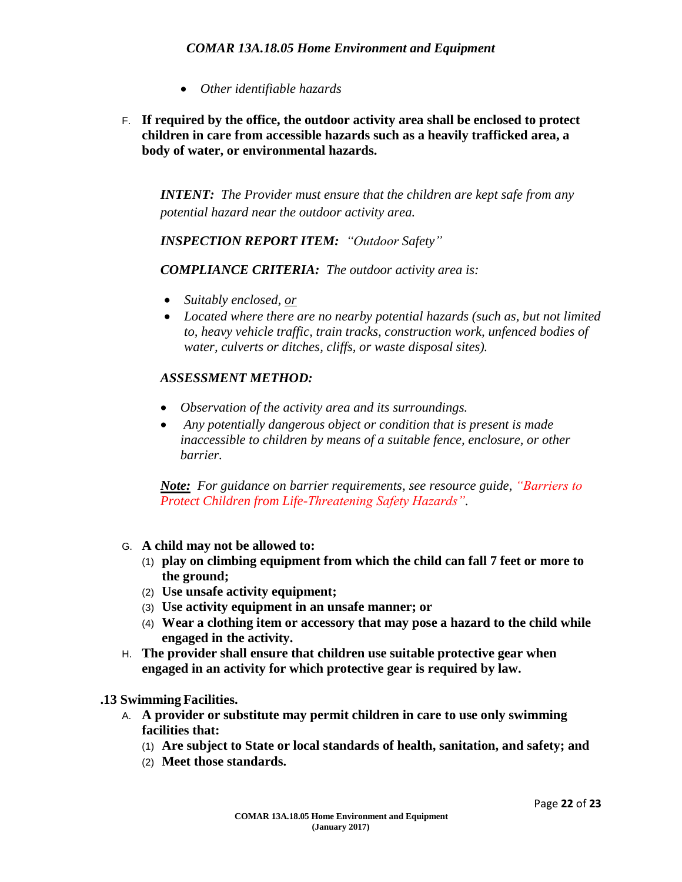- *Other identifiable hazards*

F. **If required by the office, the outdoor activity area shall be enclosed to protect children in care from accessible hazards such as a heavily trafficked area, a body of water, or environmental hazards.**

> ***INTENT:*** *The Provider must ensure that the children are kept safe from any potential hazard near the outdoor activity area.*
>
> ***INSPECTION REPORT ITEM:*** *"Outdoor Safety"*
>
> ***COMPLIANCE CRITERIA:*** *The outdoor activity area is:*
>
> - *Suitably enclosed, <u>or</u>*
> - *Located where there are no nearby potential hazards (such as, but not limited to, heavy vehicle traffic, train tracks, construction work, unfenced bodies of water, culverts or ditches, cliffs, or waste disposal sites).*
>
> ***ASSESSMENT METHOD:***
>
> - *Observation of the activity area and its surroundings.*
> - *Any potentially dangerous object or condition that is present is made inaccessible to children by means of a suitable fence, enclosure, or other barrier.*
>
> ***<u>Note:</u>*** *For guidance on barrier requirements, see resource guide, "Barriers to Protect Children from Life-Threatening Safety Hazards".*

G. **A child may not be allowed to:**
   (1) **play on climbing equipment from which the child can fall 7 feet or more to the ground;**
   (2) **Use unsafe activity equipment;**
   (3) **Use activity equipment in an unsafe manner; or**
   (4) **Wear a clothing item or accessory that may pose a hazard to the child while engaged in the activity.**

H. **The provider shall ensure that children use suitable protective gear when engaged in an activity for which protective gear is required by law.**

**.13 Swimming Facilities.**

A. **A provider or substitute may permit children in care to use only swimming facilities that:**
   (1) **Are subject to State or local standards of health, sanitation, and safety; and**
   (2) **Meet those standards.**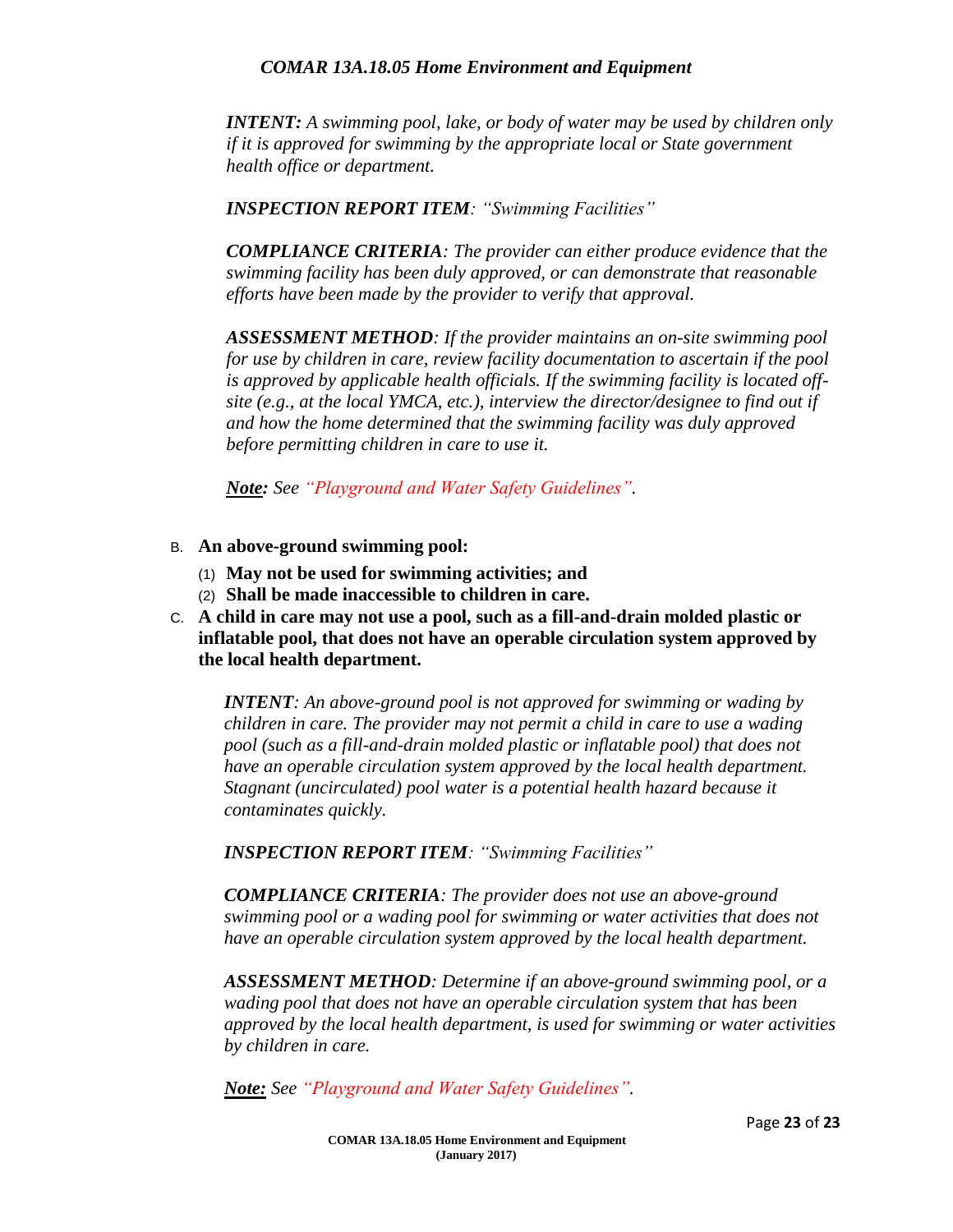***INTENT:*** *A swimming pool, lake, or body of water may be used by children only if it is approved for swimming by the appropriate local or State government health office or department.*

***INSPECTION REPORT ITEM****: "Swimming Facilities"*

***COMPLIANCE CRITERIA****: The provider can either produce evidence that the swimming facility has been duly approved, or can demonstrate that reasonable efforts have been made by the provider to verify that approval.*

***ASSESSMENT METHOD****: If the provider maintains an on-site swimming pool for use by children in care, review facility documentation to ascertain if the pool is approved by applicable health officials. If the swimming facility is located off-site (e.g., at the local YMCA, etc.), interview the director/designee to find out if and how the home determined that the swimming facility was duly approved before permitting children in care to use it.*

***Note:*** *See "Playground and Water Safety Guidelines".*

B. **An above-ground swimming pool:**
   (1) **May not be used for swimming activities; and**
   (2) **Shall be made inaccessible to children in care.**

C. **A child in care may not use a pool, such as a fill-and-drain molded plastic or inflatable pool, that does not have an operable circulation system approved by the local health department.**

***INTENT****: An above-ground pool is not approved for swimming or wading by children in care. The provider may not permit a child in care to use a wading pool (such as a fill-and-drain molded plastic or inflatable pool) that does not have an operable circulation system approved by the local health department. Stagnant (uncirculated) pool water is a potential health hazard because it contaminates quickly.*

***INSPECTION REPORT ITEM****: "Swimming Facilities"*

***COMPLIANCE CRITERIA****: The provider does not use an above-ground swimming pool or a wading pool for swimming or water activities that does not have an operable circulation system approved by the local health department.*

***ASSESSMENT METHOD****: Determine if an above-ground swimming pool, or a wading pool that does not have an operable circulation system that has been approved by the local health department, is used for swimming or water activities by children in care.*

***Note:*** *See "Playground and Water Safety Guidelines".*